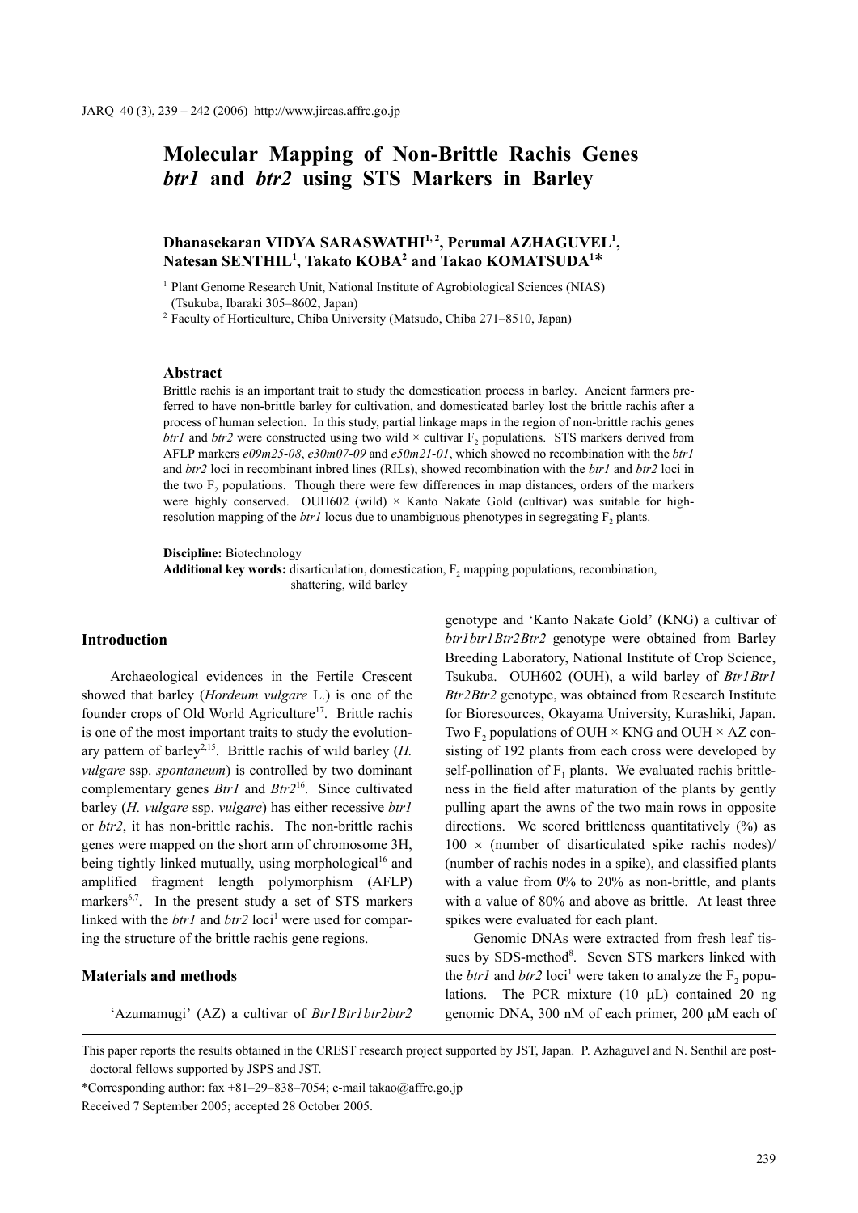# Molecular Mapping of Non-Brittle Rachis Genes *btr1* and *btr2* using STS Markers in Barley

**Dhanasekaran VIDYA SARASWATHI[1,2], Perumal AZHAGUVEL[1], Natesan SENTHIL[1], Takato KOBA[2] and Takao KOMATSUDA[1]***

[1] Plant Genome Research Unit, National Institute of Agrobiological Sciences (NIAS) (Tsukuba, Ibaraki 305–8602, Japan)

[2] Faculty of Horticulture, Chiba University (Matsudo, Chiba 271–8510, Japan)

### Abstract

Brittle rachis is an important trait to study the domestication process in barley. Ancient farmers preferred to have non-brittle barley for cultivation, and domesticated barley lost the brittle rachis after a process of human selection. In this study, partial linkage maps in the region of non-brittle rachis genes *btr1* and *btr2* were constructed using two wild × cultivar $F_2$ populations. STS markers derived from AFLP markers *e09m25-08*, *e30m07-09* and *e50m21-01*, which showed no recombination with the *btr1* and *btr2* loci in recombinant inbred lines (RILs), showed recombination with the *btr1* and *btr2* loci in the two $F_2$ populations. Though there were few differences in map distances, orders of the markers were highly conserved. OUH602 (wild) × Kanto Nakate Gold (cultivar) was suitable for high-resolution mapping of the *btr1* locus due to unambiguous phenotypes in segregating $F_2$ plants.

**Discipline:** Biotechnology
**Additional key words:** disarticulation, domestication, $F_2$ mapping populations, recombination, shattering, wild barley

## Introduction

Archaeological evidences in the Fertile Crescent showed that barley (*Hordeum vulgare* L.) is one of the founder crops of Old World Agriculture[17]. Brittle rachis is one of the most important traits to study the evolutionary pattern of barley[2,15]. Brittle rachis of wild barley (*H. vulgare* ssp. *spontaneum*) is controlled by two dominant complementary genes *Btr1* and *Btr2*[16]. Since cultivated barley (*H. vulgare* ssp. *vulgare*) has either recessive *btr1* or *btr2*, it has non-brittle rachis. The non-brittle rachis genes were mapped on the short arm of chromosome 3H, being tightly linked mutually, using morphological[16] and amplified fragment length polymorphism (AFLP) markers[6,7]. In the present study a set of STS markers linked with the *btr1* and *btr2* loci[1] were used for comparing the structure of the brittle rachis gene regions.

## Materials and methods

'Azumamugi' (AZ) a cultivar of *Btr1Btr1btr2btr2* genotype and 'Kanto Nakate Gold' (KNG) a cultivar of *btr1btr1Btr2Btr2* genotype were obtained from Barley Breeding Laboratory, National Institute of Crop Science, Tsukuba. OUH602 (OUH), a wild barley of *Btr1Btr1 Btr2Btr2* genotype, was obtained from Research Institute for Bioresources, Okayama University, Kurashiki, Japan. Two $F_2$ populations of OUH × KNG and OUH × AZ consisting of 192 plants from each cross were developed by self-pollination of $F_1$ plants. We evaluated rachis brittleness in the field after maturation of the plants by gently pulling apart the awns of the two main rows in opposite directions. We scored brittleness quantitatively (%) as 100 × (number of disarticulated spike rachis nodes)/(number of rachis nodes in a spike), and classified plants with a value from 0% to 20% as non-brittle, and plants with a value of 80% and above as brittle. At least three spikes were evaluated for each plant.

Genomic DNAs were extracted from fresh leaf tissues by SDS-method[8]. Seven STS markers linked with the *btr1* and *btr2* loci[1] were taken to analyze the $F_2$ populations. The PCR mixture (10 μL) contained 20 ng genomic DNA, 300 nM of each primer, 200 μM each of

---

This paper reports the results obtained in the CREST research project supported by JST, Japan. P. Azhaguvel and N. Senthil are postdoctoral fellows supported by JSPS and JST.

*Corresponding author: fax +81–29–838–7054; e-mail takao@affrc.go.jp

Received 7 September 2005; accepted 28 October 2005.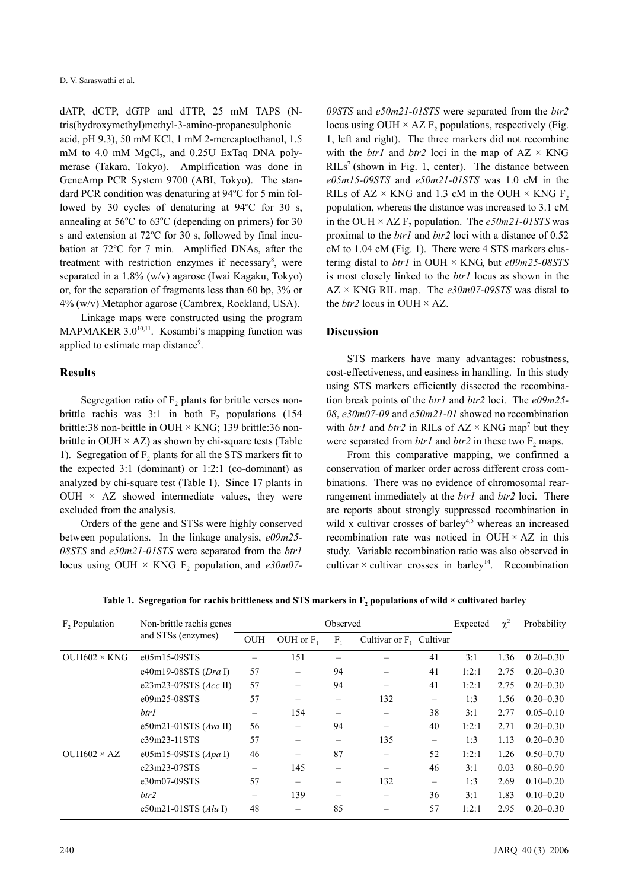dATP, dCTP, dGTP and dTTP, 25 mM TAPS (N-tris(hydroxymethyl)methyl-3-amino-propanesulphonic acid, pH 9.3), 50 mM KCl, 1 mM 2-mercaptoethanol, 1.5 mM to 4.0 mM $MgCl_2$, and 0.25U ExTaq DNA polymerase (Takara, Tokyo). Amplification was done in GeneAmp PCR System 9700 (ABI, Tokyo). The standard PCR condition was denaturing at 94ºC for 5 min followed by 30 cycles of denaturing at 94ºC for 30 s, annealing at 56ºC to 63ºC (depending on primers) for 30 s and extension at 72ºC for 30 s, followed by final incubation at 72ºC for 7 min. Amplified DNAs, after the treatment with restriction enzymes if necessary[8], were separated in a 1.8% (w/v) agarose (Iwai Kagaku, Tokyo) or, for the separation of fragments less than 60 bp, 3% or 4% (w/v) Metaphor agarose (Cambrex, Rockland, USA).

Linkage maps were constructed using the program MAPMAKER 3.0[10,11]. Kosambi's mapping function was applied to estimate map distance[9].

## Results

Segregation ratio of $F_2$ plants for brittle verses non-brittle rachis was 3:1 in both $F_2$ populations (154 brittle:38 non-brittle in OUH × KNG; 139 brittle:36 non-brittle in OUH × AZ) as shown by chi-square tests (Table 1). Segregation of $F_2$ plants for all the STS markers fit to the expected 3:1 (dominant) or 1:2:1 (co-dominant) as analyzed by chi-square test (Table 1). Since 17 plants in OUH × AZ showed intermediate values, they were excluded from the analysis.

Orders of the gene and STSs were highly conserved between populations. In the linkage analysis, *e09m25-08STS* and *e50m21-01STS* were separated from the *btr1* locus using OUH × KNG $F_2$ population, and *e30m07-09STS* and *e50m21-01STS* were separated from the *btr2* locus using OUH × AZ $F_2$ populations, respectively (Fig. 1, left and right). The three markers did not recombine with the *btr1* and *btr2* loci in the map of AZ × KNG RILs[7] (shown in Fig. 1, center). The distance between *e05m15-09STS* and *e50m21-01STS* was 1.0 cM in the RILs of AZ × KNG and 1.3 cM in the OUH × KNG $F_2$ population, whereas the distance was increased to 3.1 cM in the OUH × AZ $F_2$ population. The *e50m21-01STS* was proximal to the *btr1* and *btr2* loci with a distance of 0.52 cM to 1.04 cM (Fig. 1). There were 4 STS markers clustering distal to *btr1* in OUH × KNG, but *e09m25-08STS* is most closely linked to the *btr1* locus as shown in the AZ × KNG RIL map. The *e30m07-09STS* was distal to the *btr2* locus in OUH × AZ.

## Discussion

STS markers have many advantages: robustness, cost-effectiveness, and easiness in handling. In this study using STS markers efficiently dissected the recombination break points of the *btr1* and *btr2* loci. The *e09m25-08*, *e30m07-09* and *e50m21-01* showed no recombination with *btr1* and *btr2* in RILs of AZ × KNG map[7] but they were separated from *btr1* and *btr2* in these two $F_2$ maps.

From this comparative mapping, we confirmed a conservation of marker order across different cross combinations. There was no evidence of chromosomal rearrangement immediately at the *btr1* and *btr2* loci. There are reports about strongly suppressed recombination in wild x cultivar crosses of barley[4,5] whereas an increased recombination rate was noticed in OUH × AZ in this study. Variable recombination ratio was also observed in cultivar × cultivar crosses in barley[14]. Recombination

**Table 1. Segregation for rachis brittleness and STS markers in $F_2$ populations of wild × cultivated barley**

| $F_2$ Population | Non-brittle rachis genes and STSs (enzymes) | Observed | | | | | Expected | $\chi^2$ | Probability |
|---|---|---|---|---|---|---|---|---|---|
| | | OUH | OUH or $F_1$ | $F_1$ | Cultivar or $F_1$ | Cultivar | | | |
| OUH602 × KNG | e05m15-09STS | – | 151 | – | – | 41 | 3:1 | 1.36 | 0.20–0.30 |
| | e40m19-08STS (*Dra* I) | 57 | – | 94 | – | 41 | 1:2:1 | 2.75 | 0.20–0.30 |
| | e23m23-07STS (*Acc* II) | 57 | – | 94 | – | 41 | 1:2:1 | 2.75 | 0.20–0.30 |
| | e09m25-08STS | 57 | – | – | 132 | – | 1:3 | 1.56 | 0.20–0.30 |
| | *btr1* | – | 154 | – | – | 38 | 3:1 | 2.77 | 0.05–0.10 |
| | e50m21-01STS (*Ava* II) | 56 | – | 94 | – | 40 | 1:2:1 | 2.71 | 0.20–0.30 |
| | e39m23-11STS | 57 | – | – | 135 | – | 1:3 | 1.13 | 0.20–0.30 |
| OUH602 × AZ | e05m15-09STS (*Apa* I) | 46 | – | 87 | – | 52 | 1:2:1 | 1.26 | 0.50–0.70 |
| | e23m23-07STS | – | 145 | – | – | 46 | 3:1 | 0.03 | 0.80–0.90 |
| | e30m07-09STS | 57 | – | – | 132 | – | 1:3 | 2.69 | 0.10–0.20 |
| | *btr2* | – | 139 | – | – | 36 | 3:1 | 1.83 | 0.10–0.20 |
| | e50m21-01STS (*Alu* I) | 48 | – | 85 | – | 57 | 1:2:1 | 2.95 | 0.20–0.30 |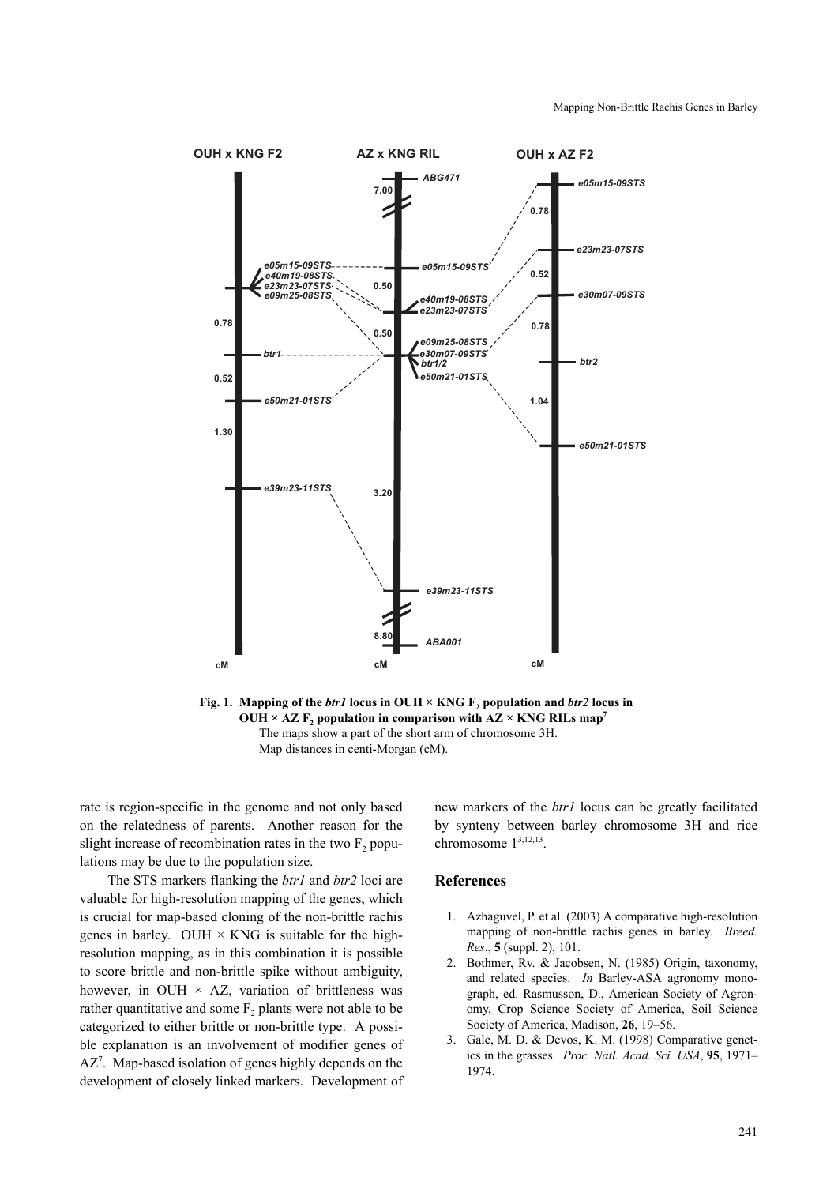Fig. 1. Mapping of the *btr1* locus in OUH × KNG $F_2$ population and *btr2* locus in OUH × AZ $F_2$ population in comparison with AZ × KNG RILs map[7]

The maps show a part of the short arm of chromosome 3H.
Map distances in centi-Morgan (cM).

rate is region-specific in the genome and not only based on the relatedness of parents. Another reason for the slight increase of recombination rates in the two $F_2$ populations may be due to the population size.

The STS markers flanking the *btr1* and *btr2* loci are valuable for high-resolution mapping of the genes, which is crucial for map-based cloning of the non-brittle rachis genes in barley. OUH × KNG is suitable for the high-resolution mapping, as in this combination it is possible to score brittle and non-brittle spike without ambiguity, however, in OUH × AZ, variation of brittleness was rather quantitative and some $F_2$ plants were not able to be categorized to either brittle or non-brittle type. A possible explanation is an involvement of modifier genes of AZ[7]. Map-based isolation of genes highly depends on the development of closely linked markers. Development of new markers of the *btr1* locus can be greatly facilitated by synteny between barley chromosome 3H and rice chromosome 1[3,12,13].

## References

1. Azhaguvel, P. et al. (2003) A comparative high-resolution mapping of non-brittle rachis genes in barley. *Breed. Res.*, **5** (suppl. 2), 101.
2. Bothmer, Rv. & Jacobsen, N. (1985) Origin, taxonomy, and related species. *In* Barley-ASA agronomy monograph, ed. Rasmusson, D., American Society of Agronomy, Crop Science Society of America, Soil Science Society of America, Madison, **26**, 19–56.
3. Gale, M. D. & Devos, K. M. (1998) Comparative genetics in the grasses. *Proc. Natl. Acad. Sci. USA*, **95**, 1971–1974.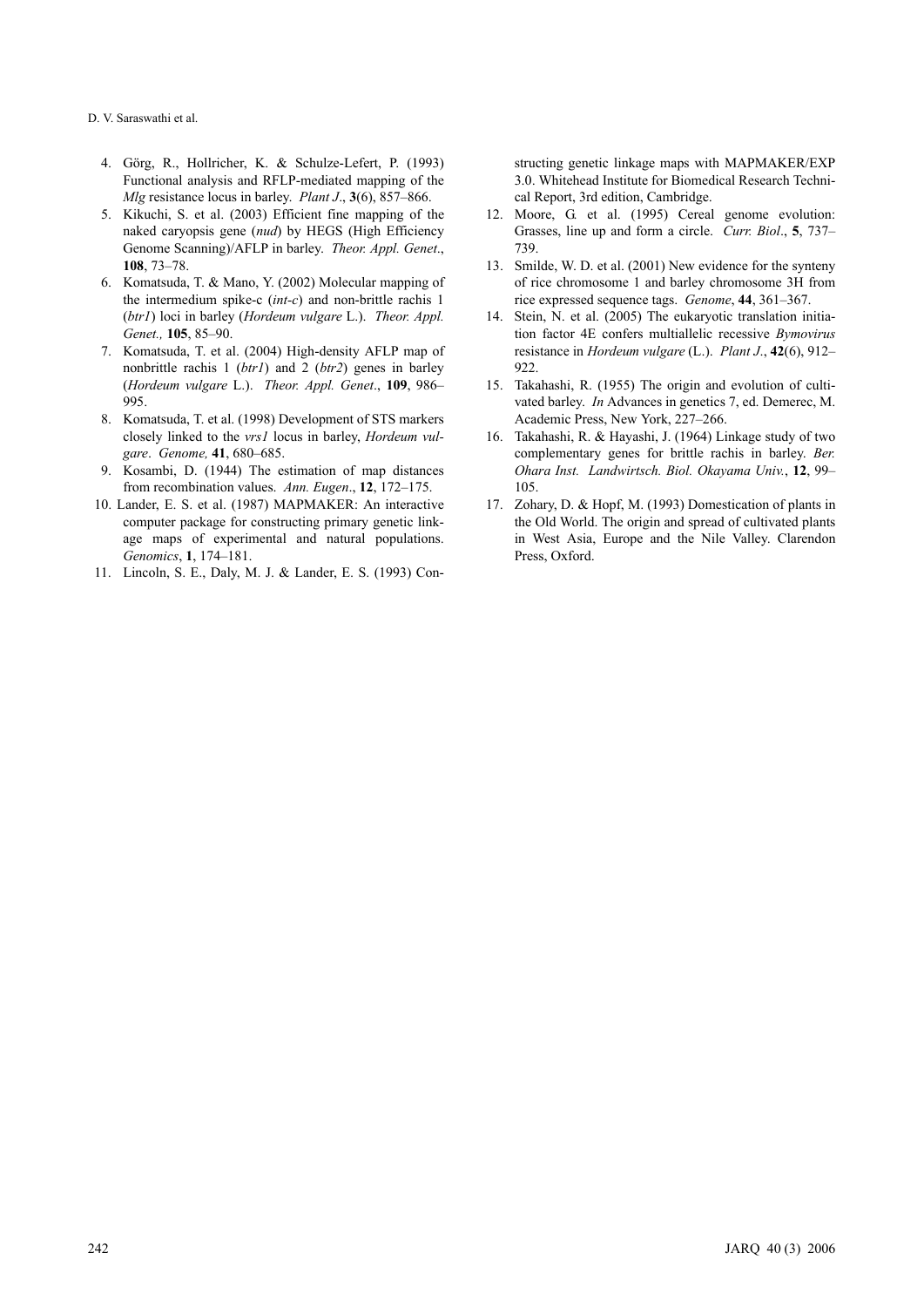4. Görg, R., Hollricher, K. & Schulze-Lefert, P. (1993) Functional analysis and RFLP-mediated mapping of the *Mlg* resistance locus in barley. *Plant J*., **3**(6), 857–866.
5. Kikuchi, S. et al. (2003) Efficient fine mapping of the naked caryopsis gene (*nud*) by HEGS (High Efficiency Genome Scanning)/AFLP in barley. *Theor. Appl. Genet*., **108**, 73–78.
6. Komatsuda, T. & Mano, Y. (2002) Molecular mapping of the intermedium spike-c (*int-c*) and non-brittle rachis 1 (*btr1*) loci in barley (*Hordeum vulgare* L.). *Theor. Appl. Genet.,* **105**, 85–90.
7. Komatsuda, T. et al. (2004) High-density AFLP map of nonbrittle rachis 1 (*btr1*) and 2 (*btr2*) genes in barley (*Hordeum vulgare* L.). *Theor. Appl. Genet*., **109**, 986–995.
8. Komatsuda, T. et al. (1998) Development of STS markers closely linked to the *vrs1* locus in barley, *Hordeum vulgare*. *Genome,* **41**, 680–685.
9. Kosambi, D. (1944) The estimation of map distances from recombination values. *Ann. Eugen*., **12**, 172–175.
10. Lander, E. S. et al. (1987) MAPMAKER: An interactive computer package for constructing primary genetic linkage maps of experimental and natural populations. *Genomics*, **1**, 174–181.
11. Lincoln, S. E., Daly, M. J. & Lander, E. S. (1993) Constructing genetic linkage maps with MAPMAKER/EXP 3.0. Whitehead Institute for Biomedical Research Technical Report, 3rd edition, Cambridge.
12. Moore, G. et al. (1995) Cereal genome evolution: Grasses, line up and form a circle. *Curr. Biol*., **5**, 737–739.
13. Smilde, W. D. et al. (2001) New evidence for the synteny of rice chromosome 1 and barley chromosome 3H from rice expressed sequence tags. *Genome*, **44**, 361–367.
14. Stein, N. et al. (2005) The eukaryotic translation initiation factor 4E confers multiallelic recessive *Bymovirus* resistance in *Hordeum vulgare* (L.). *Plant J*., **42**(6), 912–922.
15. Takahashi, R. (1955) The origin and evolution of cultivated barley. *In* Advances in genetics 7, ed. Demerec, M. Academic Press, New York, 227–266.
16. Takahashi, R. & Hayashi, J. (1964) Linkage study of two complementary genes for brittle rachis in barley. *Ber. Ohara Inst. Landwirtsch. Biol. Okayama Univ.*, **12**, 99–105.
17. Zohary, D. & Hopf, M. (1993) Domestication of plants in the Old World. The origin and spread of cultivated plants in West Asia, Europe and the Nile Valley. Clarendon Press, Oxford.